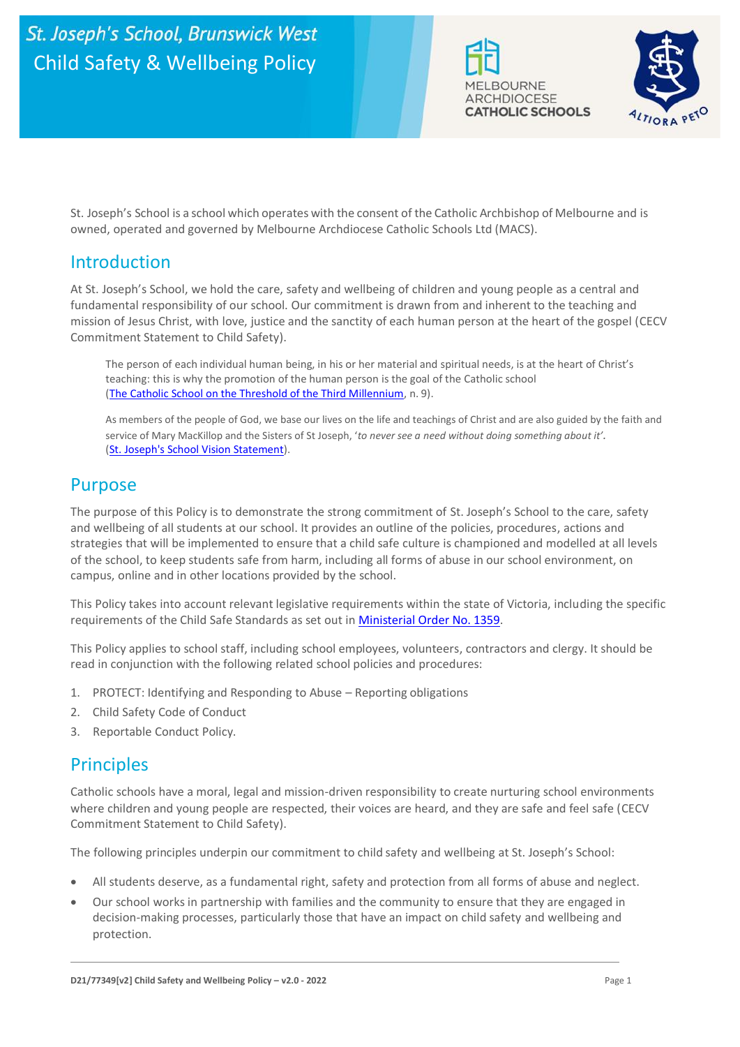# St. Joseph's School, Brunswick West Child Safety & Wellbeing Policy

St. Joseph's School is a school which operates with the consent of the Catholic Archbishop of Melbourne and is owned, operated and governed by Melbourne Archdiocese Catholic Schools Ltd (MACS).

## Introduction

At St. Joseph's School, we hold the care, safety and wellbeing of children and young people as a central and fundamental responsibility of our school. Our commitment is drawn from and inherent to the teaching and mission of Jesus Christ, with love, justice and the sanctity of each human person at the heart of the gospel (CECV Commitment Statement to Child Safety).

> The person of each individual human being, in his or her material and spiritual needs, is at the heart of Christ's teaching: this is why the promotion of the human person is the goal of the Catholic school ([The Catholic School on the Threshold of the Third Millennium](), n. 9).
>
> As members of the people of God, we base our lives on the life and teachings of Christ and are also guided by the faith and service of Mary MacKillop and the Sisters of St Joseph, '*to never see a need without doing something about it*'. ([St. Joseph's School Vision Statement]()).

## Purpose

The purpose of this Policy is to demonstrate the strong commitment of St. Joseph's School to the care, safety and wellbeing of all students at our school. It provides an outline of the policies, procedures, actions and strategies that will be implemented to ensure that a child safe culture is championed and modelled at all levels of the school, to keep students safe from harm, including all forms of abuse in our school environment, on campus, online and in other locations provided by the school.

This Policy takes into account relevant legislative requirements within the state of Victoria, including the specific requirements of the Child Safe Standards as set out in [Ministerial Order No. 1359]().

This Policy applies to school staff, including school employees, volunteers, contractors and clergy. It should be read in conjunction with the following related school policies and procedures:

1. PROTECT: Identifying and Responding to Abuse – Reporting obligations
2. Child Safety Code of Conduct
3. Reportable Conduct Policy.

## Principles

Catholic schools have a moral, legal and mission-driven responsibility to create nurturing school environments where children and young people are respected, their voices are heard, and they are safe and feel safe (CECV Commitment Statement to Child Safety).

The following principles underpin our commitment to child safety and wellbeing at St. Joseph's School:

- All students deserve, as a fundamental right, safety and protection from all forms of abuse and neglect.
- Our school works in partnership with families and the community to ensure that they are engaged in decision-making processes, particularly those that have an impact on child safety and wellbeing and protection.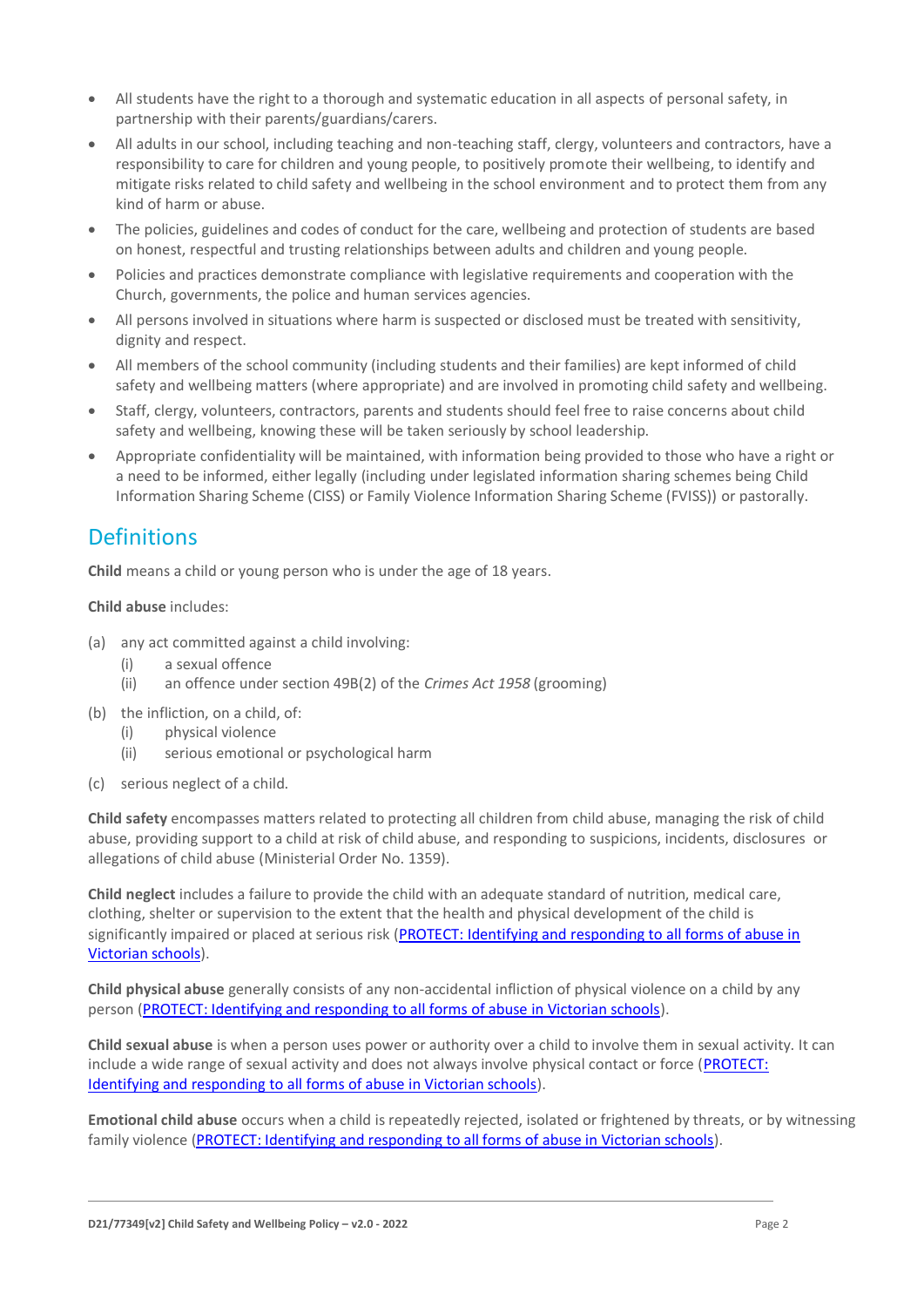- All students have the right to a thorough and systematic education in all aspects of personal safety, in partnership with their parents/guardians/carers.
- All adults in our school, including teaching and non-teaching staff, clergy, volunteers and contractors, have a responsibility to care for children and young people, to positively promote their wellbeing, to identify and mitigate risks related to child safety and wellbeing in the school environment and to protect them from any kind of harm or abuse.
- The policies, guidelines and codes of conduct for the care, wellbeing and protection of students are based on honest, respectful and trusting relationships between adults and children and young people.
- Policies and practices demonstrate compliance with legislative requirements and cooperation with the Church, governments, the police and human services agencies.
- All persons involved in situations where harm is suspected or disclosed must be treated with sensitivity, dignity and respect.
- All members of the school community (including students and their families) are kept informed of child safety and wellbeing matters (where appropriate) and are involved in promoting child safety and wellbeing.
- Staff, clergy, volunteers, contractors, parents and students should feel free to raise concerns about child safety and wellbeing, knowing these will be taken seriously by school leadership.
- Appropriate confidentiality will be maintained, with information being provided to those who have a right or a need to be informed, either legally (including under legislated information sharing schemes being Child Information Sharing Scheme (CISS) or Family Violence Information Sharing Scheme (FVISS)) or pastorally.

## Definitions

**Child** means a child or young person who is under the age of 18 years.

**Child abuse** includes:

(a) any act committed against a child involving:
    (i) a sexual offence
    (ii) an offence under section 49B(2) of the *Crimes Act 1958* (grooming)

(b) the infliction, on a child, of:
    (i) physical violence
    (ii) serious emotional or psychological harm

(c) serious neglect of a child.

**Child safety** encompasses matters related to protecting all children from child abuse, managing the risk of child abuse, providing support to a child at risk of child abuse, and responding to suspicions, incidents, disclosures or allegations of child abuse (Ministerial Order No. 1359).

**Child neglect** includes a failure to provide the child with an adequate standard of nutrition, medical care, clothing, shelter or supervision to the extent that the health and physical development of the child is significantly impaired or placed at serious risk (PROTECT: Identifying and responding to all forms of abuse in Victorian schools).

**Child physical abuse** generally consists of any non-accidental infliction of physical violence on a child by any person (PROTECT: Identifying and responding to all forms of abuse in Victorian schools).

**Child sexual abuse** is when a person uses power or authority over a child to involve them in sexual activity. It can include a wide range of sexual activity and does not always involve physical contact or force (PROTECT: Identifying and responding to all forms of abuse in Victorian schools).

**Emotional child abuse** occurs when a child is repeatedly rejected, isolated or frightened by threats, or by witnessing family violence (PROTECT: Identifying and responding to all forms of abuse in Victorian schools).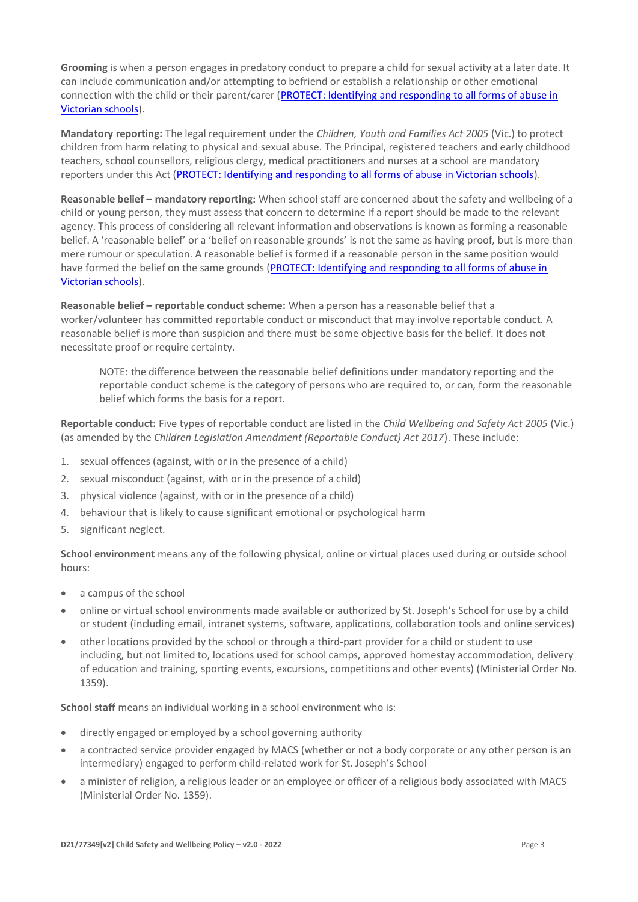**Grooming** is when a person engages in predatory conduct to prepare a child for sexual activity at a later date. It can include communication and/or attempting to befriend or establish a relationship or other emotional connection with the child or their parent/carer ([PROTECT: Identifying and responding to all forms of abuse in Victorian schools]()).

**Mandatory reporting:** The legal requirement under the *Children, Youth and Families Act 2005* (Vic.) to protect children from harm relating to physical and sexual abuse. The Principal, registered teachers and early childhood teachers, school counsellors, religious clergy, medical practitioners and nurses at a school are mandatory reporters under this Act ([PROTECT: Identifying and responding to all forms of abuse in Victorian schools]()).

**Reasonable belief – mandatory reporting:** When school staff are concerned about the safety and wellbeing of a child or young person, they must assess that concern to determine if a report should be made to the relevant agency. This process of considering all relevant information and observations is known as forming a reasonable belief. A 'reasonable belief' or a 'belief on reasonable grounds' is not the same as having proof, but is more than mere rumour or speculation. A reasonable belief is formed if a reasonable person in the same position would have formed the belief on the same grounds ([PROTECT: Identifying and responding to all forms of abuse in Victorian schools]()).

**Reasonable belief – reportable conduct scheme:** When a person has a reasonable belief that a worker/volunteer has committed reportable conduct or misconduct that may involve reportable conduct. A reasonable belief is more than suspicion and there must be some objective basis for the belief. It does not necessitate proof or require certainty.

> NOTE: the difference between the reasonable belief definitions under mandatory reporting and the reportable conduct scheme is the category of persons who are required to, or can, form the reasonable belief which forms the basis for a report.

**Reportable conduct:** Five types of reportable conduct are listed in the *Child Wellbeing and Safety Act 2005* (Vic.) (as amended by the *Children Legislation Amendment (Reportable Conduct) Act 2017*). These include:

1. sexual offences (against, with or in the presence of a child)
2. sexual misconduct (against, with or in the presence of a child)
3. physical violence (against, with or in the presence of a child)
4. behaviour that is likely to cause significant emotional or psychological harm
5. significant neglect.

**School environment** means any of the following physical, online or virtual places used during or outside school hours:

- a campus of the school
- online or virtual school environments made available or authorized by St. Joseph's School for use by a child or student (including email, intranet systems, software, applications, collaboration tools and online services)
- other locations provided by the school or through a third-part provider for a child or student to use including, but not limited to, locations used for school camps, approved homestay accommodation, delivery of education and training, sporting events, excursions, competitions and other events) (Ministerial Order No. 1359).

**School staff** means an individual working in a school environment who is:

- directly engaged or employed by a school governing authority
- a contracted service provider engaged by MACS (whether or not a body corporate or any other person is an intermediary) engaged to perform child-related work for St. Joseph's School
- a minister of religion, a religious leader or an employee or officer of a religious body associated with MACS (Ministerial Order No. 1359).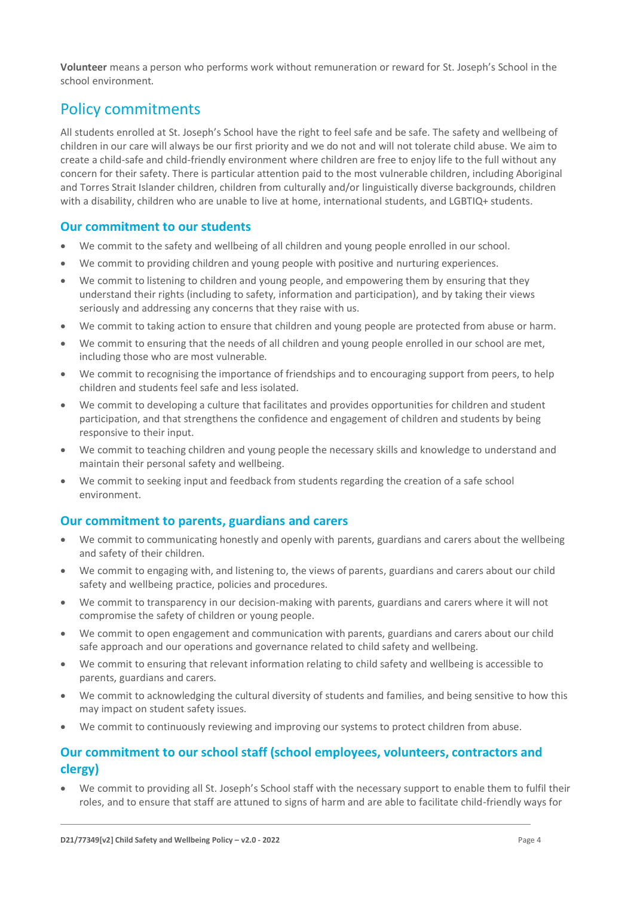**Volunteer** means a person who performs work without remuneration or reward for St. Joseph's School in the school environment.

## Policy commitments

All students enrolled at St. Joseph's School have the right to feel safe and be safe. The safety and wellbeing of children in our care will always be our first priority and we do not and will not tolerate child abuse. We aim to create a child-safe and child-friendly environment where children are free to enjoy life to the full without any concern for their safety. There is particular attention paid to the most vulnerable children, including Aboriginal and Torres Strait Islander children, children from culturally and/or linguistically diverse backgrounds, children with a disability, children who are unable to live at home, international students, and LGBTIQ+ students.

### Our commitment to our students

- We commit to the safety and wellbeing of all children and young people enrolled in our school.
- We commit to providing children and young people with positive and nurturing experiences.
- We commit to listening to children and young people, and empowering them by ensuring that they understand their rights (including to safety, information and participation), and by taking their views seriously and addressing any concerns that they raise with us.
- We commit to taking action to ensure that children and young people are protected from abuse or harm.
- We commit to ensuring that the needs of all children and young people enrolled in our school are met, including those who are most vulnerable.
- We commit to recognising the importance of friendships and to encouraging support from peers, to help children and students feel safe and less isolated.
- We commit to developing a culture that facilitates and provides opportunities for children and student participation, and that strengthens the confidence and engagement of children and students by being responsive to their input.
- We commit to teaching children and young people the necessary skills and knowledge to understand and maintain their personal safety and wellbeing.
- We commit to seeking input and feedback from students regarding the creation of a safe school environment.

### Our commitment to parents, guardians and carers

- We commit to communicating honestly and openly with parents, guardians and carers about the wellbeing and safety of their children.
- We commit to engaging with, and listening to, the views of parents, guardians and carers about our child safety and wellbeing practice, policies and procedures.
- We commit to transparency in our decision-making with parents, guardians and carers where it will not compromise the safety of children or young people.
- We commit to open engagement and communication with parents, guardians and carers about our child safe approach and our operations and governance related to child safety and wellbeing.
- We commit to ensuring that relevant information relating to child safety and wellbeing is accessible to parents, guardians and carers.
- We commit to acknowledging the cultural diversity of students and families, and being sensitive to how this may impact on student safety issues.
- We commit to continuously reviewing and improving our systems to protect children from abuse.

### Our commitment to our school staff (school employees, volunteers, contractors and clergy)

- We commit to providing all St. Joseph's School staff with the necessary support to enable them to fulfil their roles, and to ensure that staff are attuned to signs of harm and are able to facilitate child-friendly ways for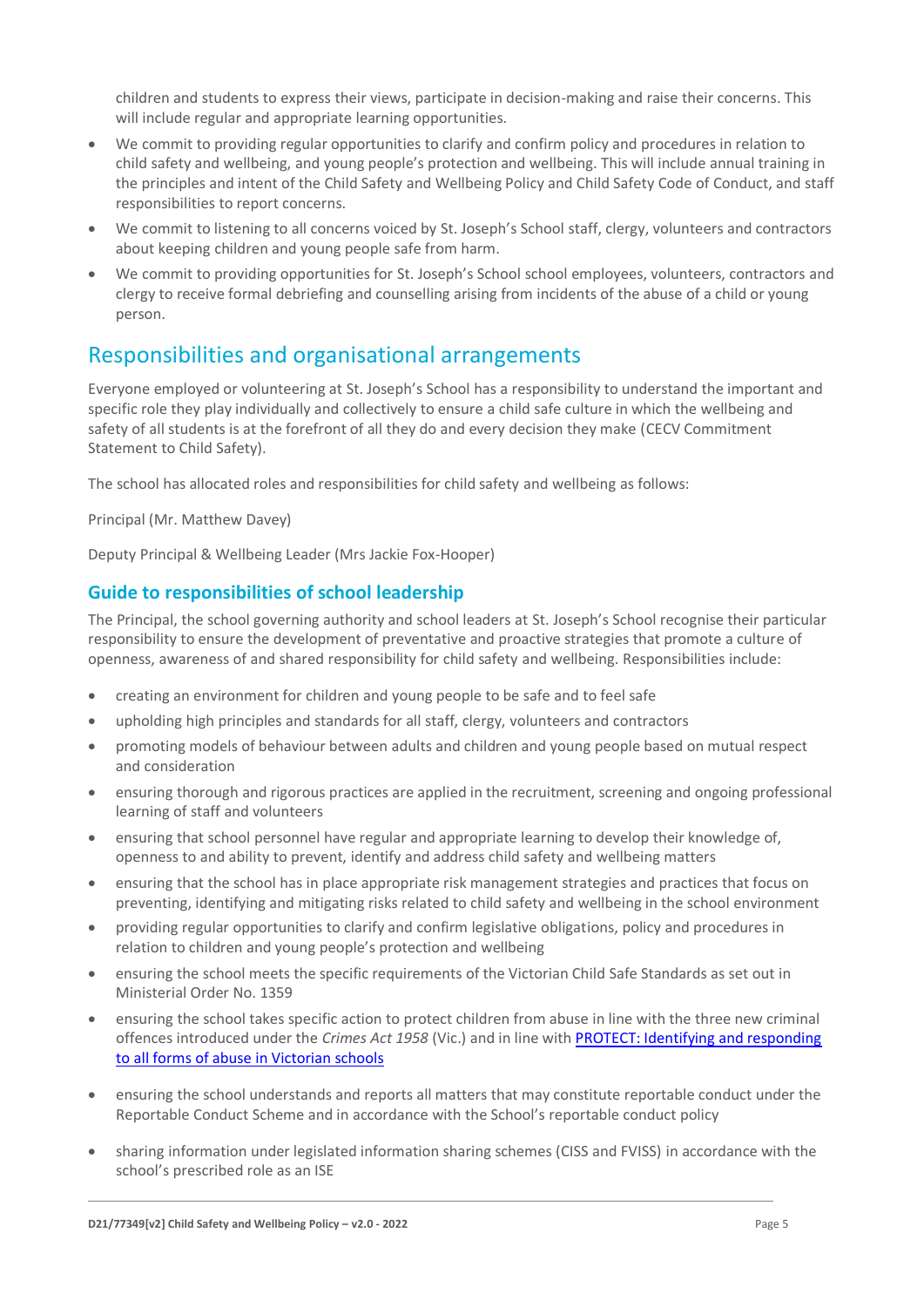children and students to express their views, participate in decision-making and raise their concerns. This will include regular and appropriate learning opportunities.

- We commit to providing regular opportunities to clarify and confirm policy and procedures in relation to child safety and wellbeing, and young people's protection and wellbeing. This will include annual training in the principles and intent of the Child Safety and Wellbeing Policy and Child Safety Code of Conduct, and staff responsibilities to report concerns.
- We commit to listening to all concerns voiced by St. Joseph's School staff, clergy, volunteers and contractors about keeping children and young people safe from harm.
- We commit to providing opportunities for St. Joseph's School school employees, volunteers, contractors and clergy to receive formal debriefing and counselling arising from incidents of the abuse of a child or young person.

## Responsibilities and organisational arrangements

Everyone employed or volunteering at St. Joseph's School has a responsibility to understand the important and specific role they play individually and collectively to ensure a child safe culture in which the wellbeing and safety of all students is at the forefront of all they do and every decision they make (CECV Commitment Statement to Child Safety).

The school has allocated roles and responsibilities for child safety and wellbeing as follows:

Principal (Mr. Matthew Davey)

Deputy Principal & Wellbeing Leader (Mrs Jackie Fox-Hooper)

### Guide to responsibilities of school leadership

The Principal, the school governing authority and school leaders at St. Joseph's School recognise their particular responsibility to ensure the development of preventative and proactive strategies that promote a culture of openness, awareness of and shared responsibility for child safety and wellbeing. Responsibilities include:

- creating an environment for children and young people to be safe and to feel safe
- upholding high principles and standards for all staff, clergy, volunteers and contractors
- promoting models of behaviour between adults and children and young people based on mutual respect and consideration
- ensuring thorough and rigorous practices are applied in the recruitment, screening and ongoing professional learning of staff and volunteers
- ensuring that school personnel have regular and appropriate learning to develop their knowledge of, openness to and ability to prevent, identify and address child safety and wellbeing matters
- ensuring that the school has in place appropriate risk management strategies and practices that focus on preventing, identifying and mitigating risks related to child safety and wellbeing in the school environment
- providing regular opportunities to clarify and confirm legislative obligations, policy and procedures in relation to children and young people's protection and wellbeing
- ensuring the school meets the specific requirements of the Victorian Child Safe Standards as set out in Ministerial Order No. 1359
- ensuring the school takes specific action to protect children from abuse in line with the three new criminal offences introduced under the *Crimes Act 1958* (Vic.) and in line with [PROTECT: Identifying and responding to all forms of abuse in Victorian schools]
- ensuring the school understands and reports all matters that may constitute reportable conduct under the Reportable Conduct Scheme and in accordance with the School's reportable conduct policy
- sharing information under legislated information sharing schemes (CISS and FVISS) in accordance with the school's prescribed role as an ISE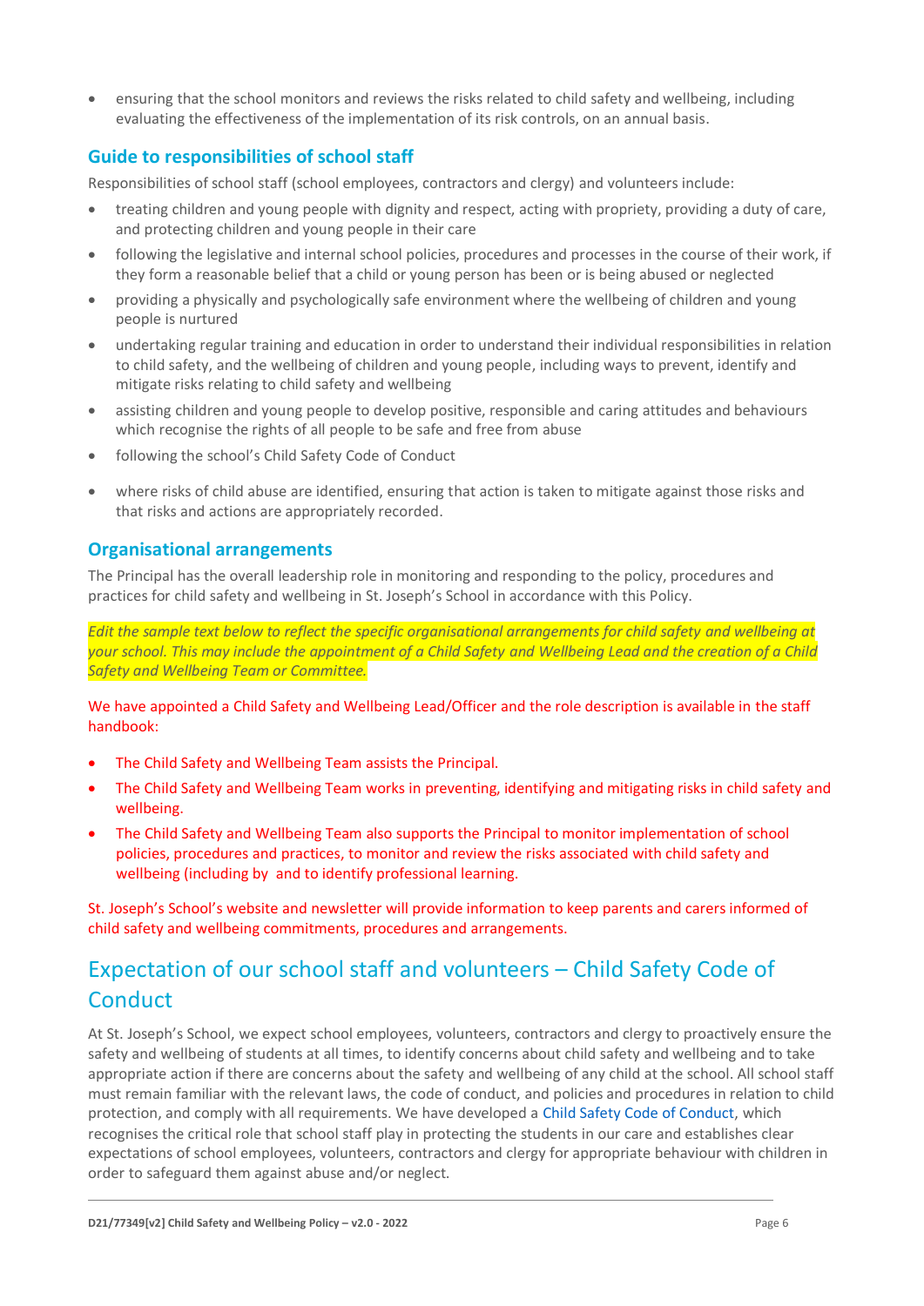- ensuring that the school monitors and reviews the risks related to child safety and wellbeing, including evaluating the effectiveness of the implementation of its risk controls, on an annual basis.

### Guide to responsibilities of school staff

Responsibilities of school staff (school employees, contractors and clergy) and volunteers include:

- treating children and young people with dignity and respect, acting with propriety, providing a duty of care, and protecting children and young people in their care
- following the legislative and internal school policies, procedures and processes in the course of their work, if they form a reasonable belief that a child or young person has been or is being abused or neglected
- providing a physically and psychologically safe environment where the wellbeing of children and young people is nurtured
- undertaking regular training and education in order to understand their individual responsibilities in relation to child safety, and the wellbeing of children and young people, including ways to prevent, identify and mitigate risks relating to child safety and wellbeing
- assisting children and young people to develop positive, responsible and caring attitudes and behaviours which recognise the rights of all people to be safe and free from abuse
- following the school's Child Safety Code of Conduct
- where risks of child abuse are identified, ensuring that action is taken to mitigate against those risks and that risks and actions are appropriately recorded.

### Organisational arrangements

The Principal has the overall leadership role in monitoring and responding to the policy, procedures and practices for child safety and wellbeing in St. Joseph's School in accordance with this Policy.

*Edit the sample text below to reflect the specific organisational arrangements for child safety and wellbeing at your school. This may include the appointment of a Child Safety and Wellbeing Lead and the creation of a Child Safety and Wellbeing Team or Committee.*

We have appointed a Child Safety and Wellbeing Lead/Officer and the role description is available in the staff handbook:

- The Child Safety and Wellbeing Team assists the Principal.
- The Child Safety and Wellbeing Team works in preventing, identifying and mitigating risks in child safety and wellbeing.
- The Child Safety and Wellbeing Team also supports the Principal to monitor implementation of school policies, procedures and practices, to monitor and review the risks associated with child safety and wellbeing (including by  and to identify professional learning.

St. Joseph's School's website and newsletter will provide information to keep parents and carers informed of child safety and wellbeing commitments, procedures and arrangements.

## Expectation of our school staff and volunteers – Child Safety Code of Conduct

At St. Joseph's School, we expect school employees, volunteers, contractors and clergy to proactively ensure the safety and wellbeing of students at all times, to identify concerns about child safety and wellbeing and to take appropriate action if there are concerns about the safety and wellbeing of any child at the school. All school staff must remain familiar with the relevant laws, the code of conduct, and policies and procedures in relation to child protection, and comply with all requirements. We have developed a Child Safety Code of Conduct, which recognises the critical role that school staff play in protecting the students in our care and establishes clear expectations of school employees, volunteers, contractors and clergy for appropriate behaviour with children in order to safeguard them against abuse and/or neglect.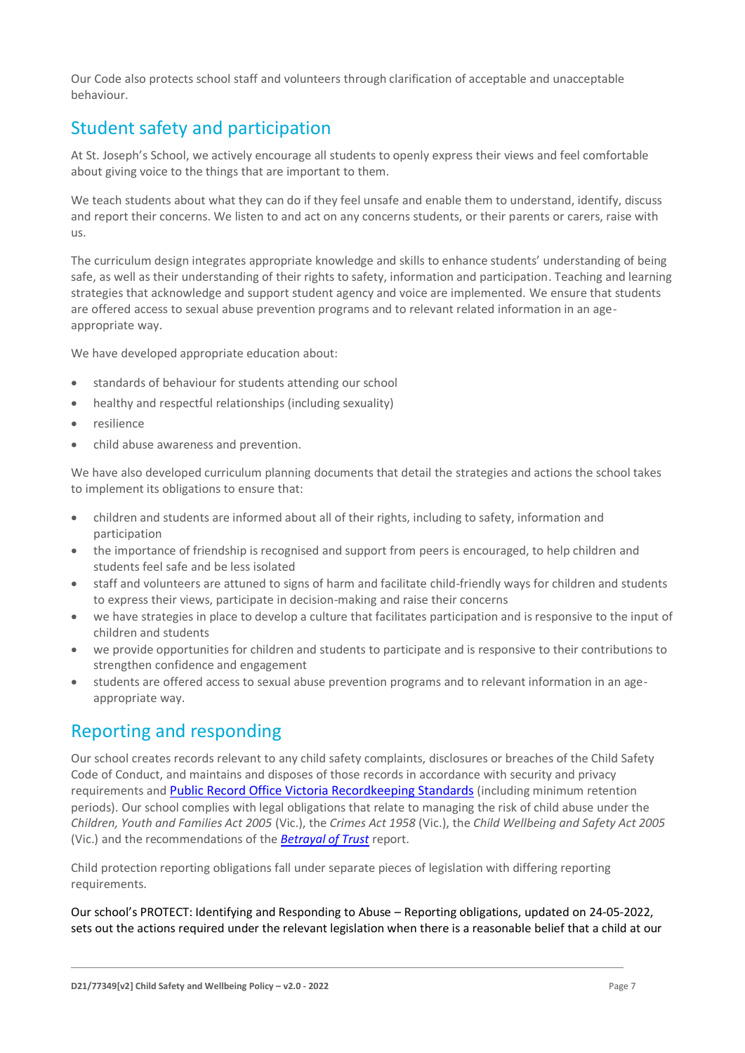Our Code also protects school staff and volunteers through clarification of acceptable and unacceptable behaviour.

## Student safety and participation

At St. Joseph's School, we actively encourage all students to openly express their views and feel comfortable about giving voice to the things that are important to them.

We teach students about what they can do if they feel unsafe and enable them to understand, identify, discuss and report their concerns. We listen to and act on any concerns students, or their parents or carers, raise with us.

The curriculum design integrates appropriate knowledge and skills to enhance students' understanding of being safe, as well as their understanding of their rights to safety, information and participation. Teaching and learning strategies that acknowledge and support student agency and voice are implemented. We ensure that students are offered access to sexual abuse prevention programs and to relevant related information in an age-appropriate way.

We have developed appropriate education about:

- standards of behaviour for students attending our school
- healthy and respectful relationships (including sexuality)
- resilience
- child abuse awareness and prevention.

We have also developed curriculum planning documents that detail the strategies and actions the school takes to implement its obligations to ensure that:

- children and students are informed about all of their rights, including to safety, information and participation
- the importance of friendship is recognised and support from peers is encouraged, to help children and students feel safe and be less isolated
- staff and volunteers are attuned to signs of harm and facilitate child-friendly ways for children and students to express their views, participate in decision-making and raise their concerns
- we have strategies in place to develop a culture that facilitates participation and is responsive to the input of children and students
- we provide opportunities for children and students to participate and is responsive to their contributions to strengthen confidence and engagement
- students are offered access to sexual abuse prevention programs and to relevant information in an age-appropriate way.

## Reporting and responding

Our school creates records relevant to any child safety complaints, disclosures or breaches of the Child Safety Code of Conduct, and maintains and disposes of those records in accordance with security and privacy requirements and [Public Record Office Victoria Recordkeeping Standards] (including minimum retention periods). Our school complies with legal obligations that relate to managing the risk of child abuse under the *Children, Youth and Families Act 2005* (Vic.), the *Crimes Act 1958* (Vic.), the *Child Wellbeing and Safety Act 2005* (Vic.) and the recommendations of the ***Betrayal of Trust*** report.

Child protection reporting obligations fall under separate pieces of legislation with differing reporting requirements.

Our school's PROTECT: Identifying and Responding to Abuse – Reporting obligations, updated on 24-05-2022, sets out the actions required under the relevant legislation when there is a reasonable belief that a child at our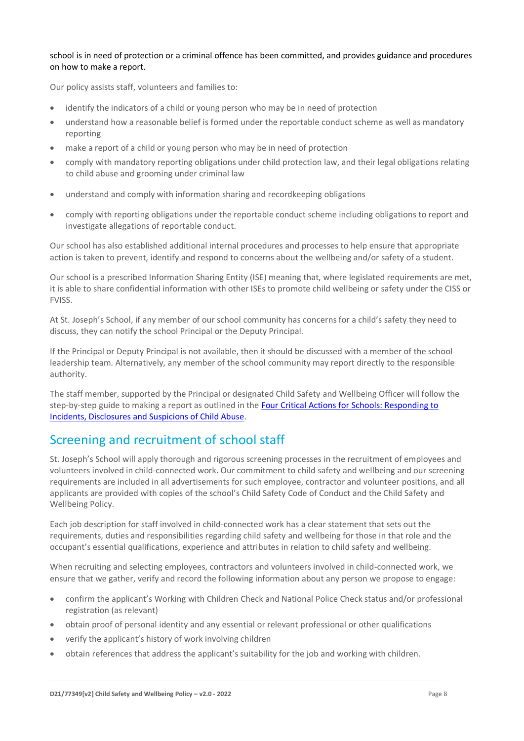school is in need of protection or a criminal offence has been committed, and provides guidance and procedures on how to make a report.

Our policy assists staff, volunteers and families to:

- identify the indicators of a child or young person who may be in need of protection
- understand how a reasonable belief is formed under the reportable conduct scheme as well as mandatory reporting
- make a report of a child or young person who may be in need of protection
- comply with mandatory reporting obligations under child protection law, and their legal obligations relating to child abuse and grooming under criminal law
- understand and comply with information sharing and recordkeeping obligations
- comply with reporting obligations under the reportable conduct scheme including obligations to report and investigate allegations of reportable conduct.

Our school has also established additional internal procedures and processes to help ensure that appropriate action is taken to prevent, identify and respond to concerns about the wellbeing and/or safety of a student.

Our school is a prescribed Information Sharing Entity (ISE) meaning that, where legislated requirements are met, it is able to share confidential information with other ISEs to promote child wellbeing or safety under the CISS or FVISS.

At St. Joseph's School, if any member of our school community has concerns for a child's safety they need to discuss, they can notify the school Principal or the Deputy Principal.

If the Principal or Deputy Principal is not available, then it should be discussed with a member of the school leadership team. Alternatively, any member of the school community may report directly to the responsible authority.

The staff member, supported by the Principal or designated Child Safety and Wellbeing Officer will follow the step-by-step guide to making a report as outlined in the Four Critical Actions for Schools: Responding to Incidents, Disclosures and Suspicions of Child Abuse.

## Screening and recruitment of school staff

St. Joseph's School will apply thorough and rigorous screening processes in the recruitment of employees and volunteers involved in child-connected work. Our commitment to child safety and wellbeing and our screening requirements are included in all advertisements for such employee, contractor and volunteer positions, and all applicants are provided with copies of the school's Child Safety Code of Conduct and the Child Safety and Wellbeing Policy.

Each job description for staff involved in child-connected work has a clear statement that sets out the requirements, duties and responsibilities regarding child safety and wellbeing for those in that role and the occupant's essential qualifications, experience and attributes in relation to child safety and wellbeing.

When recruiting and selecting employees, contractors and volunteers involved in child-connected work, we ensure that we gather, verify and record the following information about any person we propose to engage:

- confirm the applicant's Working with Children Check and National Police Check status and/or professional registration (as relevant)
- obtain proof of personal identity and any essential or relevant professional or other qualifications
- verify the applicant's history of work involving children
- obtain references that address the applicant's suitability for the job and working with children.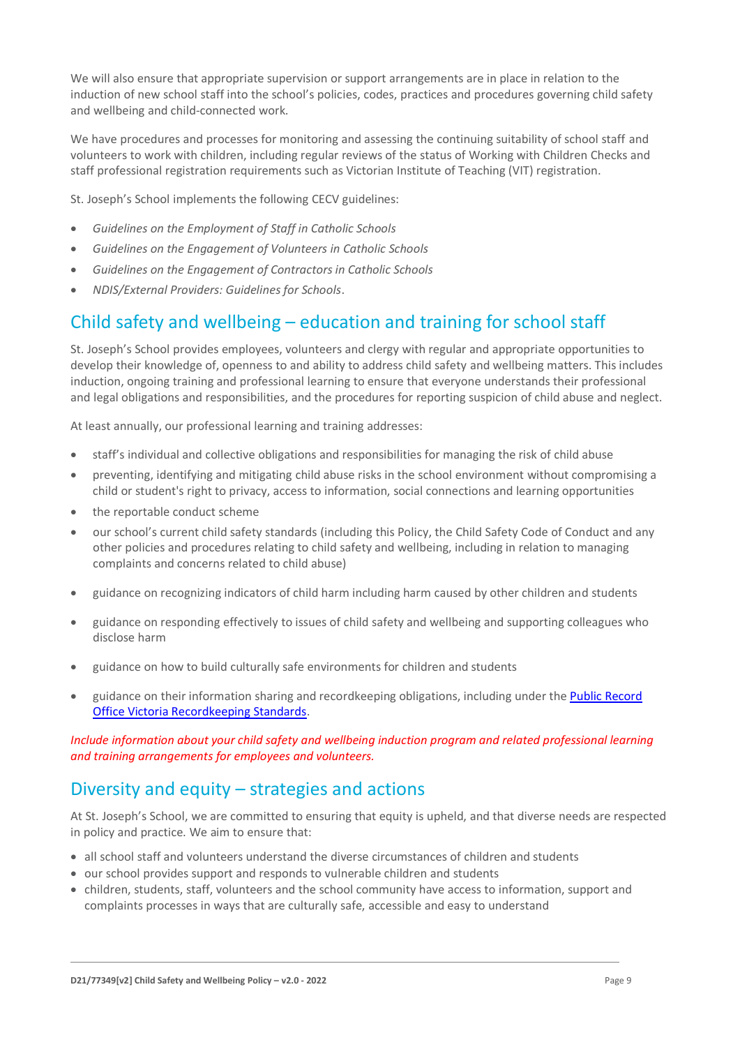We will also ensure that appropriate supervision or support arrangements are in place in relation to the induction of new school staff into the school's policies, codes, practices and procedures governing child safety and wellbeing and child-connected work.

We have procedures and processes for monitoring and assessing the continuing suitability of school staff and volunteers to work with children, including regular reviews of the status of Working with Children Checks and staff professional registration requirements such as Victorian Institute of Teaching (VIT) registration.

St. Joseph's School implements the following CECV guidelines:

- *Guidelines on the Employment of Staff in Catholic Schools*
- *Guidelines on the Engagement of Volunteers in Catholic Schools*
- *Guidelines on the Engagement of Contractors in Catholic Schools*
- *NDIS/External Providers: Guidelines for Schools*.

## Child safety and wellbeing – education and training for school staff

St. Joseph's School provides employees, volunteers and clergy with regular and appropriate opportunities to develop their knowledge of, openness to and ability to address child safety and wellbeing matters. This includes induction, ongoing training and professional learning to ensure that everyone understands their professional and legal obligations and responsibilities, and the procedures for reporting suspicion of child abuse and neglect.

At least annually, our professional learning and training addresses:

- staff's individual and collective obligations and responsibilities for managing the risk of child abuse
- preventing, identifying and mitigating child abuse risks in the school environment without compromising a child or student's right to privacy, access to information, social connections and learning opportunities
- the reportable conduct scheme
- our school's current child safety standards (including this Policy, the Child Safety Code of Conduct and any other policies and procedures relating to child safety and wellbeing, including in relation to managing complaints and concerns related to child abuse)
- guidance on recognizing indicators of child harm including harm caused by other children and students
- guidance on responding effectively to issues of child safety and wellbeing and supporting colleagues who disclose harm
- guidance on how to build culturally safe environments for children and students
- guidance on their information sharing and recordkeeping obligations, including under the [Public Record Office Victoria Recordkeeping Standards](#).

*Include information about your child safety and wellbeing induction program and related professional learning and training arrangements for employees and volunteers.*

## Diversity and equity – strategies and actions

At St. Joseph's School, we are committed to ensuring that equity is upheld, and that diverse needs are respected in policy and practice. We aim to ensure that:

- all school staff and volunteers understand the diverse circumstances of children and students
- our school provides support and responds to vulnerable children and students
- children, students, staff, volunteers and the school community have access to information, support and complaints processes in ways that are culturally safe, accessible and easy to understand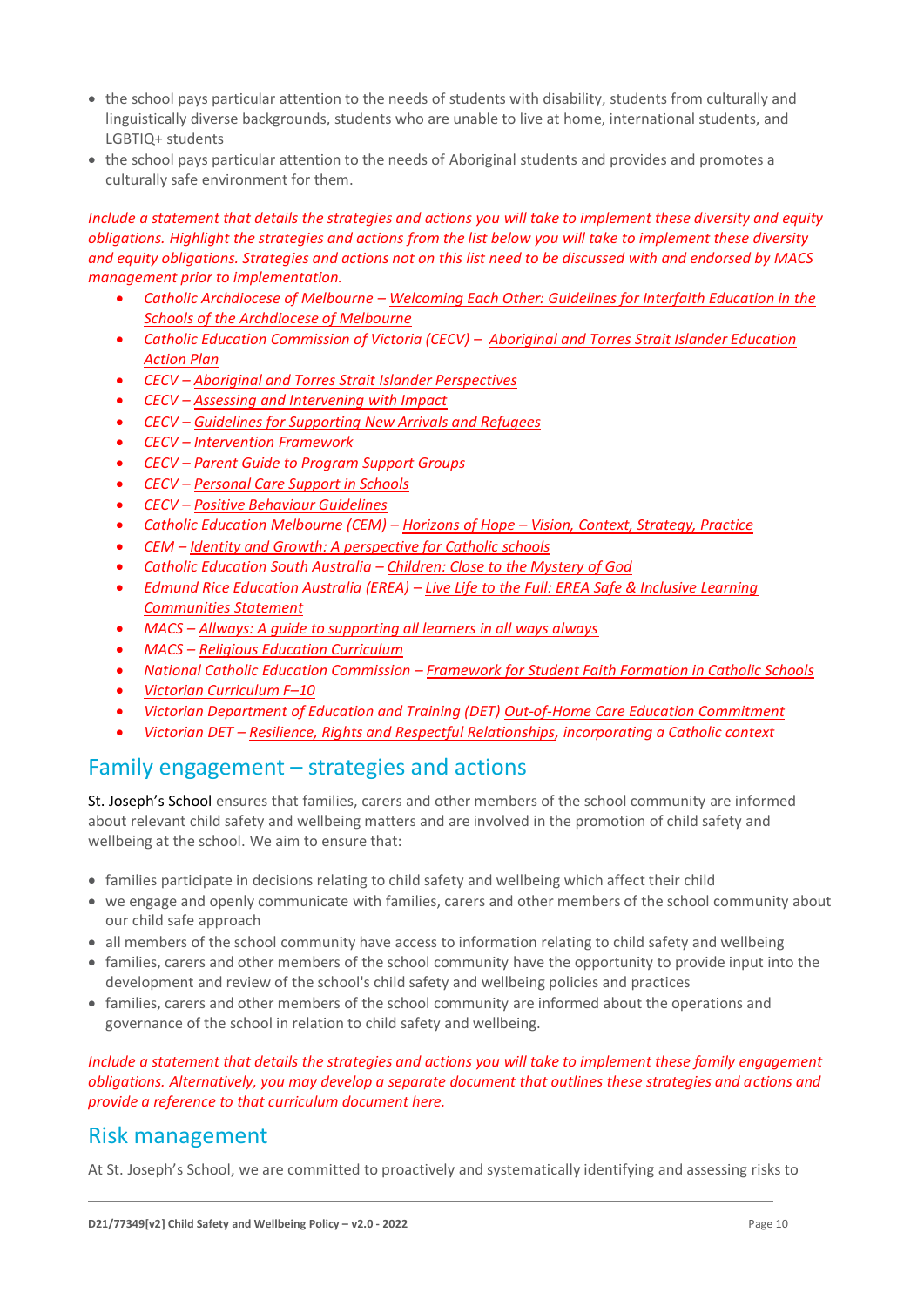- the school pays particular attention to the needs of students with disability, students from culturally and linguistically diverse backgrounds, students who are unable to live at home, international students, and LGBTIQ+ students
- the school pays particular attention to the needs of Aboriginal students and provides and promotes a culturally safe environment for them.

*Include a statement that details the strategies and actions you will take to implement these diversity and equity obligations. Highlight the strategies and actions from the list below you will take to implement these diversity and equity obligations. Strategies and actions not on this list need to be discussed with and endorsed by MACS management prior to implementation.*

- *Catholic Archdiocese of Melbourne – Welcoming Each Other: Guidelines for Interfaith Education in the Schools of the Archdiocese of Melbourne*
- *Catholic Education Commission of Victoria (CECV) – Aboriginal and Torres Strait Islander Education Action Plan*
- *CECV – Aboriginal and Torres Strait Islander Perspectives*
- *CECV – Assessing and Intervening with Impact*
- *CECV – Guidelines for Supporting New Arrivals and Refugees*
- *CECV – Intervention Framework*
- *CECV – Parent Guide to Program Support Groups*
- *CECV – Personal Care Support in Schools*
- *CECV – Positive Behaviour Guidelines*
- *Catholic Education Melbourne (CEM) – Horizons of Hope – Vision, Context, Strategy, Practice*
- *CEM – Identity and Growth: A perspective for Catholic schools*
- *Catholic Education South Australia – Children: Close to the Mystery of God*
- *Edmund Rice Education Australia (EREA) – Live Life to the Full: EREA Safe & Inclusive Learning Communities Statement*
- *MACS – Allways: A guide to supporting all learners in all ways always*
- *MACS – Religious Education Curriculum*
- *National Catholic Education Commission – Framework for Student Faith Formation in Catholic Schools*
- *Victorian Curriculum F–10*
- *Victorian Department of Education and Training (DET) Out-of-Home Care Education Commitment*
- *Victorian DET – Resilience, Rights and Respectful Relationships, incorporating a Catholic context*

## Family engagement – strategies and actions

St. Joseph's School ensures that families, carers and other members of the school community are informed about relevant child safety and wellbeing matters and are involved in the promotion of child safety and wellbeing at the school. We aim to ensure that:

- families participate in decisions relating to child safety and wellbeing which affect their child
- we engage and openly communicate with families, carers and other members of the school community about our child safe approach
- all members of the school community have access to information relating to child safety and wellbeing
- families, carers and other members of the school community have the opportunity to provide input into the development and review of the school's child safety and wellbeing policies and practices
- families, carers and other members of the school community are informed about the operations and governance of the school in relation to child safety and wellbeing.

*Include a statement that details the strategies and actions you will take to implement these family engagement obligations. Alternatively, you may develop a separate document that outlines these strategies and actions and provide a reference to that curriculum document here.*

## Risk management

At St. Joseph's School, we are committed to proactively and systematically identifying and assessing risks to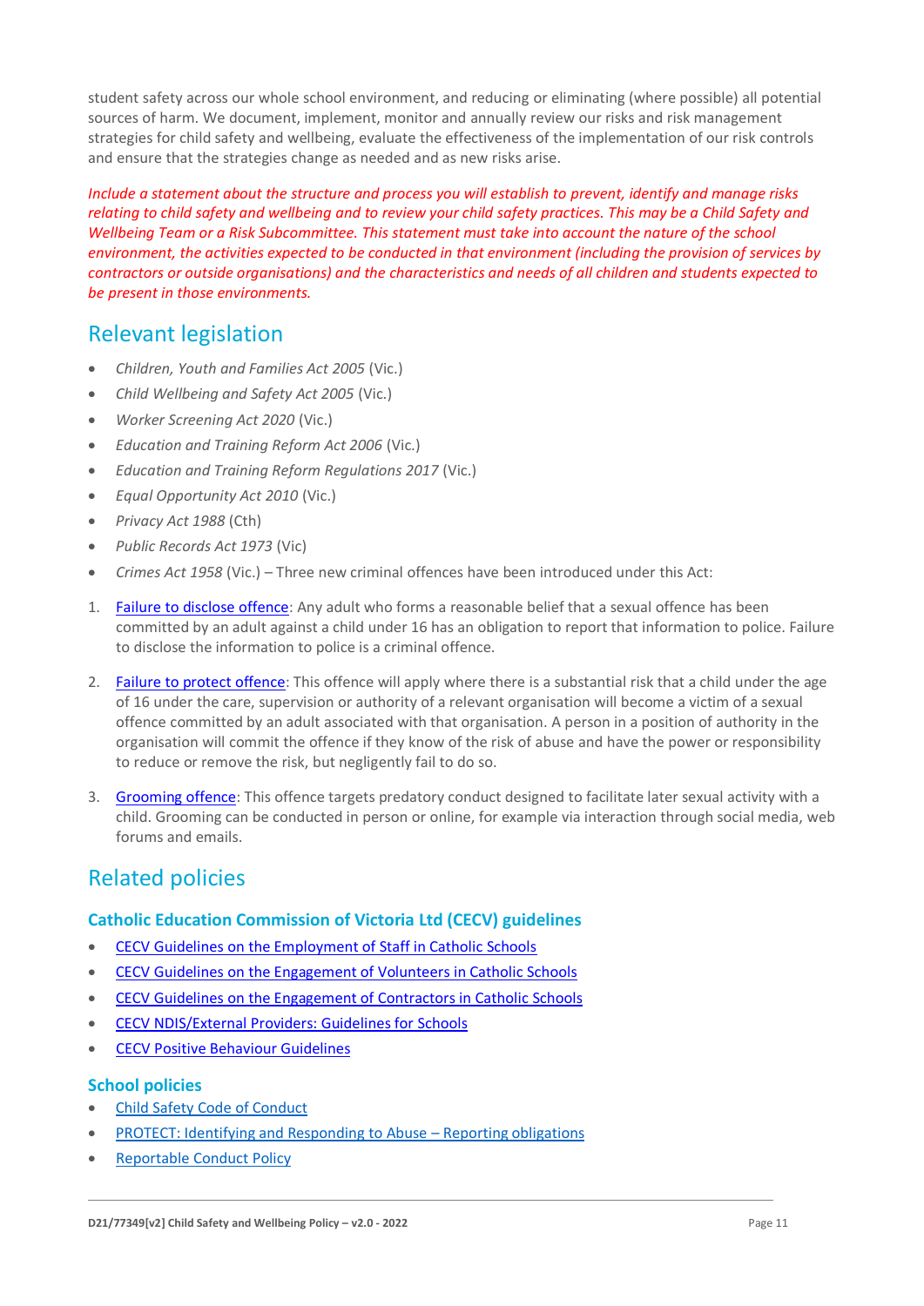student safety across our whole school environment, and reducing or eliminating (where possible) all potential sources of harm. We document, implement, monitor and annually review our risks and risk management strategies for child safety and wellbeing, evaluate the effectiveness of the implementation of our risk controls and ensure that the strategies change as needed and as new risks arise.

*Include a statement about the structure and process you will establish to prevent, identify and manage risks relating to child safety and wellbeing and to review your child safety practices. This may be a Child Safety and Wellbeing Team or a Risk Subcommittee. This statement must take into account the nature of the school environment, the activities expected to be conducted in that environment (including the provision of services by contractors or outside organisations) and the characteristics and needs of all children and students expected to be present in those environments.*

## Relevant legislation

- *Children, Youth and Families Act 2005* (Vic.)
- *Child Wellbeing and Safety Act 2005* (Vic.)
- *Worker Screening Act 2020* (Vic.)
- *Education and Training Reform Act 2006* (Vic.)
- *Education and Training Reform Regulations 2017* (Vic.)
- *Equal Opportunity Act 2010* (Vic.)
- *Privacy Act 1988* (Cth)
- *Public Records Act 1973* (Vic)
- *Crimes Act 1958* (Vic.) – Three new criminal offences have been introduced under this Act:

1. Failure to disclose offence: Any adult who forms a reasonable belief that a sexual offence has been committed by an adult against a child under 16 has an obligation to report that information to police. Failure to disclose the information to police is a criminal offence.

2. Failure to protect offence: This offence will apply where there is a substantial risk that a child under the age of 16 under the care, supervision or authority of a relevant organisation will become a victim of a sexual offence committed by an adult associated with that organisation. A person in a position of authority in the organisation will commit the offence if they know of the risk of abuse and have the power or responsibility to reduce or remove the risk, but negligently fail to do so.

3. Grooming offence: This offence targets predatory conduct designed to facilitate later sexual activity with a child. Grooming can be conducted in person or online, for example via interaction through social media, web forums and emails.

## Related policies

### Catholic Education Commission of Victoria Ltd (CECV) guidelines

- CECV Guidelines on the Employment of Staff in Catholic Schools
- CECV Guidelines on the Engagement of Volunteers in Catholic Schools
- CECV Guidelines on the Engagement of Contractors in Catholic Schools
- CECV NDIS/External Providers: Guidelines for Schools
- CECV Positive Behaviour Guidelines

### School policies

- Child Safety Code of Conduct
- PROTECT: Identifying and Responding to Abuse – Reporting obligations
- Reportable Conduct Policy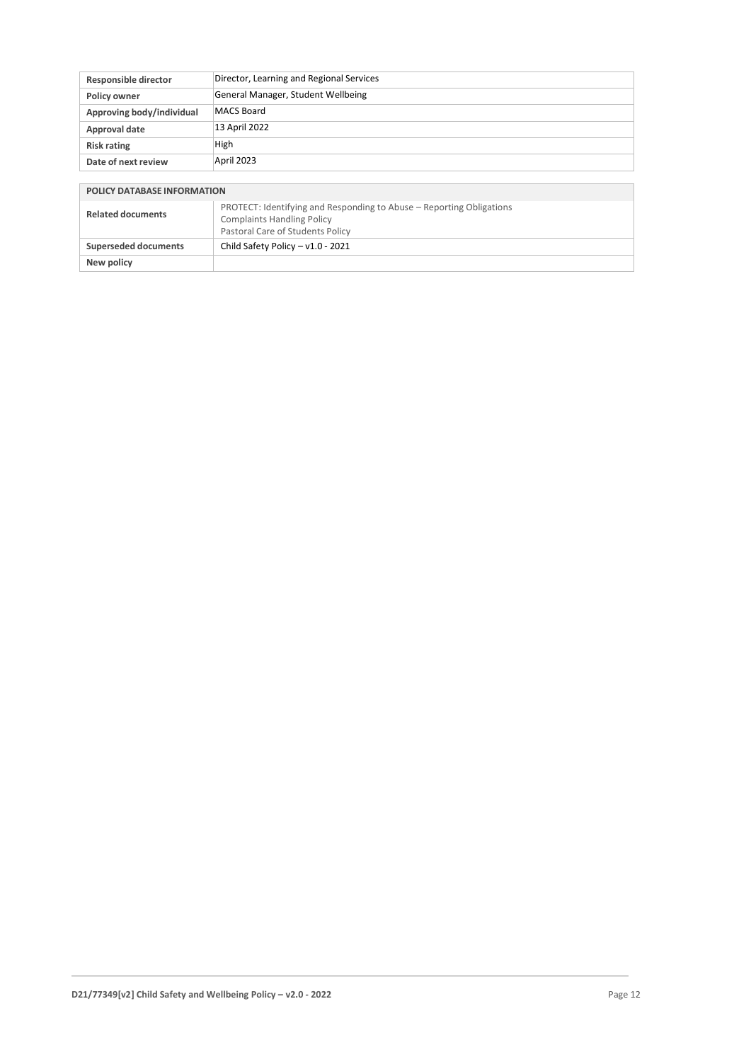| | |
|---|---|
| **Responsible director** | Director, Learning and Regional Services |
| **Policy owner** | General Manager, Student Wellbeing |
| **Approving body/individual** | MACS Board |
| **Approval date** | 13 April 2022 |
| **Risk rating** | High |
| **Date of next review** | April 2023 |

| **POLICY DATABASE INFORMATION** | |
|---|---|
| **Related documents** | PROTECT: Identifying and Responding to Abuse – Reporting Obligations<br>Complaints Handling Policy<br>Pastoral Care of Students Policy |
| **Superseded documents** | Child Safety Policy – v1.0 - 2021 |
| **New policy** | |